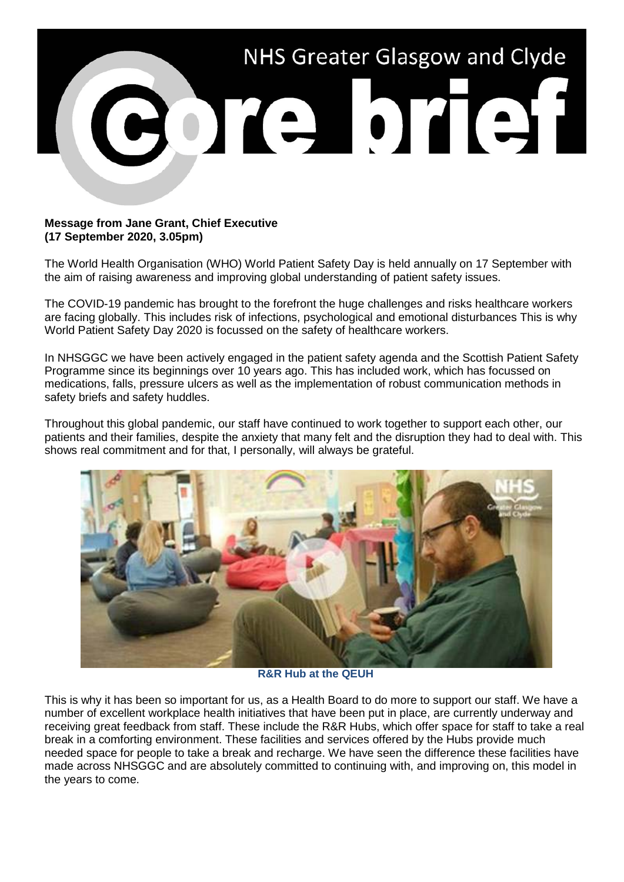# NHS Greater Glasgow and Clyde core brief

**Message from Jane Grant, Chief Executive**
**(17 September 2020, 3.05pm)**

The World Health Organisation (WHO) World Patient Safety Day is held annually on 17 September with the aim of raising awareness and improving global understanding of patient safety issues.

The COVID-19 pandemic has brought to the forefront the huge challenges and risks healthcare workers are facing globally. This includes risk of infections, psychological and emotional disturbances This is why World Patient Safety Day 2020 is focussed on the safety of healthcare workers.

In NHSGGC we have been actively engaged in the patient safety agenda and the Scottish Patient Safety Programme since its beginnings over 10 years ago. This has included work, which has focussed on medications, falls, pressure ulcers as well as the implementation of robust communication methods in safety briefs and safety huddles.

Throughout this global pandemic, our staff have continued to work together to support each other, our patients and their families, despite the anxiety that many felt and the disruption they had to deal with. This shows real commitment and for that, I personally, will always be grateful.

**R&R Hub at the QEUH**

This is why it has been so important for us, as a Health Board to do more to support our staff. We have a number of excellent workplace health initiatives that have been put in place, are currently underway and receiving great feedback from staff. These include the R&R Hubs, which offer space for staff to take a real break in a comforting environment. These facilities and services offered by the Hubs provide much needed space for people to take a break and recharge. We have seen the difference these facilities have made across NHSGGC and are absolutely committed to continuing with, and improving on, this model in the years to come.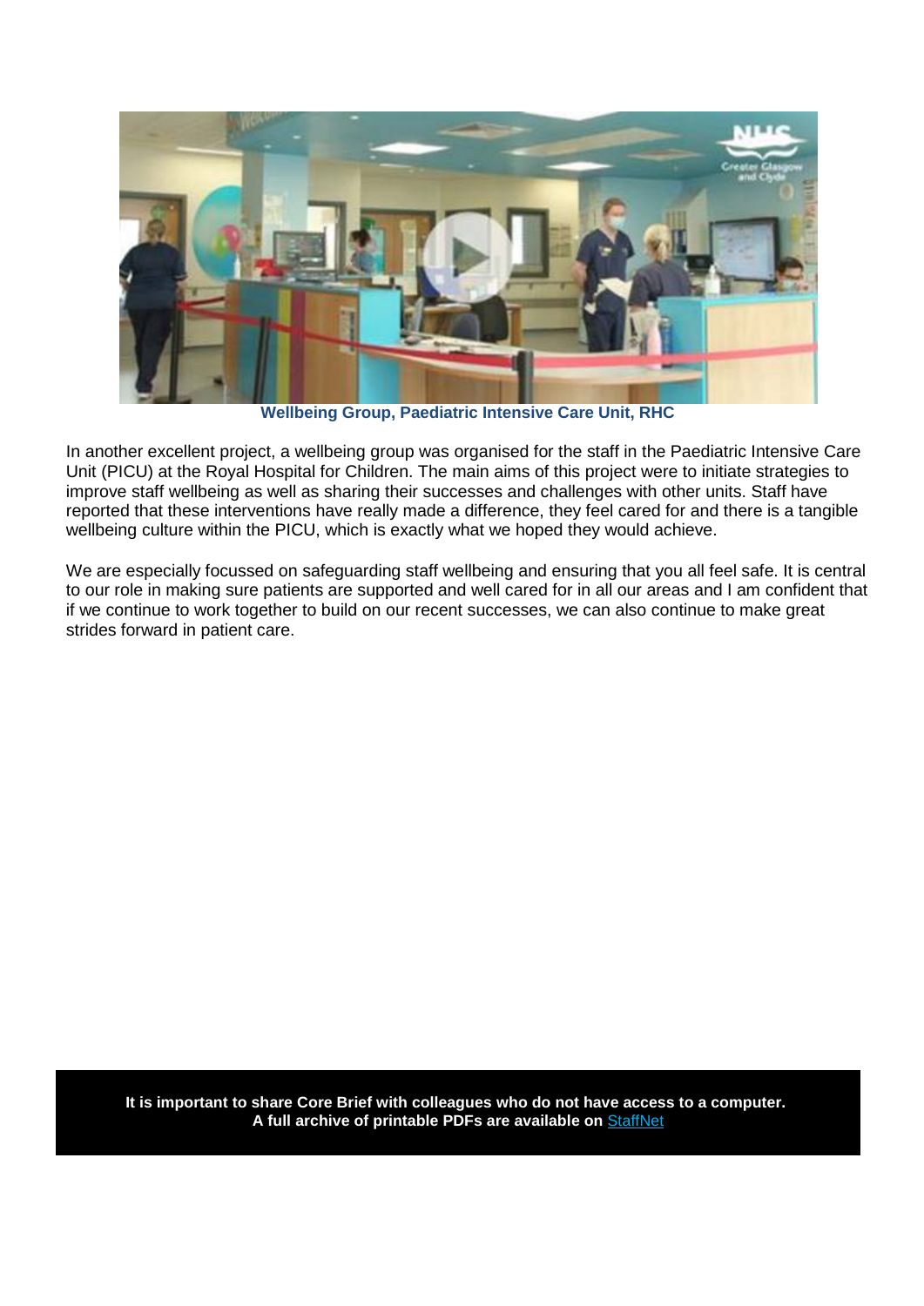**Wellbeing Group, Paediatric Intensive Care Unit, RHC**

In another excellent project, a wellbeing group was organised for the staff in the Paediatric Intensive Care Unit (PICU) at the Royal Hospital for Children. The main aims of this project were to initiate strategies to improve staff wellbeing as well as sharing their successes and challenges with other units. Staff have reported that these interventions have really made a difference, they feel cared for and there is a tangible wellbeing culture within the PICU, which is exactly what we hoped they would achieve.

We are especially focussed on safeguarding staff wellbeing and ensuring that you all feel safe. It is central to our role in making sure patients are supported and well cared for in all our areas and I am confident that if we continue to work together to build on our recent successes, we can also continue to make great strides forward in patient care.

**It is important to share Core Brief with colleagues who do not have access to a computer.**
**A full archive of printable PDFs are available on** StaffNet